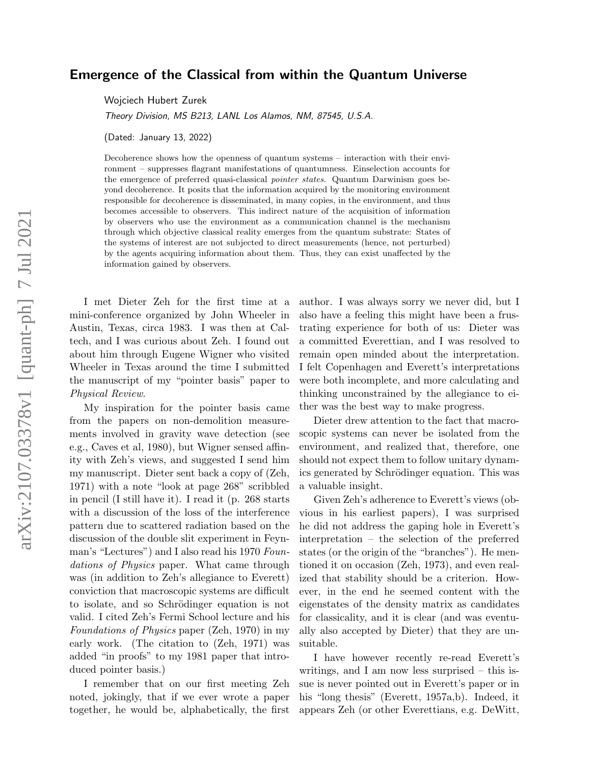# Emergence of the Classical from within the Quantum Universe

Wojciech Hubert Zurek

*Theory Division, MS B213, LANL Los Alamos, NM, 87545, U.S.A.*

(Dated: January 13, 2022)

Decoherence shows how the openness of quantum systems – interaction with their environment – suppresses flagrant manifestations of quantumness. Einselection accounts for the emergence of preferred quasi-classical *pointer states*. Quantum Darwinism goes beyond decoherence. It posits that the information acquired by the monitoring environment responsible for decoherence is disseminated, in many copies, in the environment, and thus becomes accessible to observers. This indirect nature of the acquisition of information by observers who use the environment as a communication channel is the mechanism through which objective classical reality emerges from the quantum substrate: States of the systems of interest are not subjected to direct measurements (hence, not perturbed) by the agents acquiring information about them. Thus, they can exist unaffected by the information gained by observers.

I met Dieter Zeh for the first time at a mini-conference organized by John Wheeler in Austin, Texas, circa 1983. I was then at Caltech, and I was curious about Zeh. I found out about him through Eugene Wigner who visited Wheeler in Texas around the time I submitted the manuscript of my "pointer basis" paper to *Physical Review*.

My inspiration for the pointer basis came from the papers on non-demolition measurements involved in gravity wave detection (see e.g., Caves et al, 1980), but Wigner sensed affinity with Zeh's views, and suggested I send him my manuscript. Dieter sent back a copy of (Zeh, 1971) with a note "look at page 268" scribbled in pencil (I still have it). I read it (p. 268 starts with a discussion of the loss of the interference pattern due to scattered radiation based on the discussion of the double slit experiment in Feynman's "Lectures") and I also read his 1970 *Foundations of Physics* paper. What came through was (in addition to Zeh's allegiance to Everett) conviction that macroscopic systems are difficult to isolate, and so Schrödinger equation is not valid. I cited Zeh's Fermi School lecture and his *Foundations of Physics* paper (Zeh, 1970) in my early work. (The citation to (Zeh, 1971) was added "in proofs" to my 1981 paper that introduced pointer basis.)

I remember that on our first meeting Zeh noted, jokingly, that if we ever wrote a paper together, he would be, alphabetically, the first author. I was always sorry we never did, but I also have a feeling this might have been a frustrating experience for both of us: Dieter was a committed Everettian, and I was resolved to remain open minded about the interpretation. I felt Copenhagen and Everett's interpretations were both incomplete, and more calculating and thinking unconstrained by the allegiance to either was the best way to make progress.

Dieter drew attention to the fact that macroscopic systems can never be isolated from the environment, and realized that, therefore, one should not expect them to follow unitary dynamics generated by Schrödinger equation. This was a valuable insight.

Given Zeh's adherence to Everett's views (obvious in his earliest papers), I was surprised he did not address the gaping hole in Everett's interpretation – the selection of the preferred states (or the origin of the "branches"). He mentioned it on occasion (Zeh, 1973), and even realized that stability should be a criterion. However, in the end he seemed content with the eigenstates of the density matrix as candidates for classicality, and it is clear (and was eventually also accepted by Dieter) that they are unsuitable.

I have however recently re-read Everett's writings, and I am now less surprised – this issue is never pointed out in Everett's paper or in his "long thesis" (Everett, 1957a,b). Indeed, it appears Zeh (or other Everettians, e.g. DeWitt,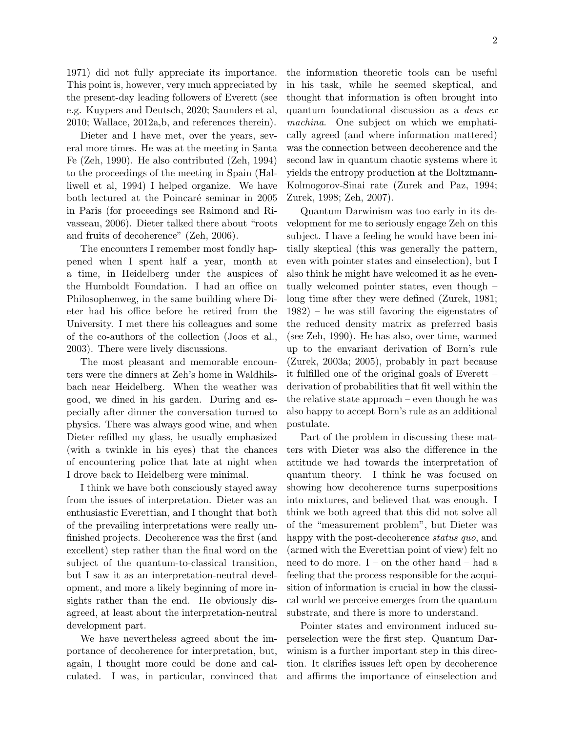1971) did not fully appreciate its importance. This point is, however, very much appreciated by the present-day leading followers of Everett (see e.g. Kuypers and Deutsch, 2020; Saunders et al, 2010; Wallace, 2012a,b, and references therein).

Dieter and I have met, over the years, several more times. He was at the meeting in Santa Fe (Zeh, 1990). He also contributed (Zeh, 1994) to the proceedings of the meeting in Spain (Halliwell et al, 1994) I helped organize. We have both lectured at the Poincaré seminar in 2005 in Paris (for proceedings see Raimond and Rivasseau, 2006). Dieter talked there about "roots and fruits of decoherence" (Zeh, 2006).

The encounters I remember most fondly happened when I spent half a year, month at a time, in Heidelberg under the auspices of the Humboldt Foundation. I had an office on Philosophenweg, in the same building where Dieter had his office before he retired from the University. I met there his colleagues and some of the co-authors of the collection (Joos et al., 2003). There were lively discussions.

The most pleasant and memorable encounters were the dinners at Zeh's home in Waldhilsbach near Heidelberg. When the weather was good, we dined in his garden. During and especially after dinner the conversation turned to physics. There was always good wine, and when Dieter refilled my glass, he usually emphasized (with a twinkle in his eyes) that the chances of encountering police that late at night when I drove back to Heidelberg were minimal.

I think we have both consciously stayed away from the issues of interpretation. Dieter was an enthusiastic Everettian, and I thought that both of the prevailing interpretations were really unfinished projects. Decoherence was the first (and excellent) step rather than the final word on the subject of the quantum-to-classical transition, but I saw it as an interpretation-neutral development, and more a likely beginning of more insights rather than the end. He obviously disagreed, at least about the interpretation-neutral development part.

We have nevertheless agreed about the importance of decoherence for interpretation, but, again, I thought more could be done and calculated. I was, in particular, convinced that the information theoretic tools can be useful in his task, while he seemed skeptical, and thought that information is often brought into quantum foundational discussion as a *deus ex machina*. One subject on which we emphatically agreed (and where information mattered) was the connection between decoherence and the second law in quantum chaotic systems where it yields the entropy production at the Boltzmann-Kolmogorov-Sinai rate (Zurek and Paz, 1994; Zurek, 1998; Zeh, 2007).

Quantum Darwinism was too early in its development for me to seriously engage Zeh on this subject. I have a feeling he would have been initially skeptical (this was generally the pattern, even with pointer states and einselection), but I also think he might have welcomed it as he eventually welcomed pointer states, even though – long time after they were defined (Zurek, 1981; 1982) – he was still favoring the eigenstates of the reduced density matrix as preferred basis (see Zeh, 1990). He has also, over time, warmed up to the envariant derivation of Born's rule (Zurek, 2003a; 2005), probably in part because it fulfilled one of the original goals of Everett – derivation of probabilities that fit well within the the relative state approach – even though he was also happy to accept Born's rule as an additional postulate.

Part of the problem in discussing these matters with Dieter was also the difference in the attitude we had towards the interpretation of quantum theory. I think he was focused on showing how decoherence turns superpositions into mixtures, and believed that was enough. I think we both agreed that this did not solve all of the "measurement problem", but Dieter was happy with the post-decoherence *status quo*, and (armed with the Everettian point of view) felt no need to do more. I – on the other hand – had a feeling that the process responsible for the acquisition of information is crucial in how the classical world we perceive emerges from the quantum substrate, and there is more to understand.

Pointer states and environment induced superselection were the first step. Quantum Darwinism is a further important step in this direction. It clarifies issues left open by decoherence and affirms the importance of einselection and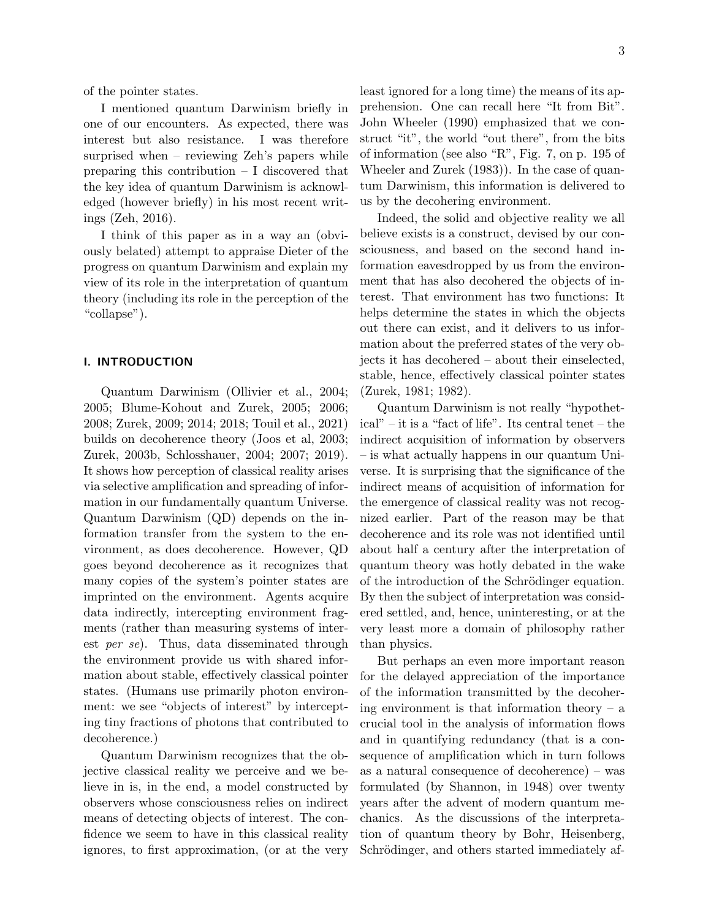of the pointer states.

I mentioned quantum Darwinism briefly in one of our encounters. As expected, there was interest but also resistance. I was therefore surprised when – reviewing Zeh's papers while preparing this contribution – I discovered that the key idea of quantum Darwinism is acknowledged (however briefly) in his most recent writings (Zeh, 2016).

I think of this paper as in a way an (obviously belated) attempt to appraise Dieter of the progress on quantum Darwinism and explain my view of its role in the interpretation of quantum theory (including its role in the perception of the "collapse").

## I. INTRODUCTION

Quantum Darwinism (Ollivier et al., 2004; 2005; Blume-Kohout and Zurek, 2005; 2006; 2008; Zurek, 2009; 2014; 2018; Touil et al., 2021) builds on decoherence theory (Joos et al, 2003; Zurek, 2003b, Schlosshauer, 2004; 2007; 2019). It shows how perception of classical reality arises via selective amplification and spreading of information in our fundamentally quantum Universe. Quantum Darwinism (QD) depends on the information transfer from the system to the environment, as does decoherence. However, QD goes beyond decoherence as it recognizes that many copies of the system's pointer states are imprinted on the environment. Agents acquire data indirectly, intercepting environment fragments (rather than measuring systems of interest *per se*). Thus, data disseminated through the environment provide us with shared information about stable, effectively classical pointer states. (Humans use primarily photon environment: we see "objects of interest" by intercepting tiny fractions of photons that contributed to decoherence.)

Quantum Darwinism recognizes that the objective classical reality we perceive and we believe in is, in the end, a model constructed by observers whose consciousness relies on indirect means of detecting objects of interest. The confidence we seem to have in this classical reality ignores, to first approximation, (or at the very least ignored for a long time) the means of its apprehension. One can recall here "It from Bit". John Wheeler (1990) emphasized that we construct "it", the world "out there", from the bits of information (see also "R", Fig. 7, on p. 195 of Wheeler and Zurek (1983)). In the case of quantum Darwinism, this information is delivered to us by the decohering environment.

Indeed, the solid and objective reality we all believe exists is a construct, devised by our consciousness, and based on the second hand information eavesdropped by us from the environment that has also decohered the objects of interest. That environment has two functions: It helps determine the states in which the objects out there can exist, and it delivers to us information about the preferred states of the very objects it has decohered – about their einselected, stable, hence, effectively classical pointer states (Zurek, 1981; 1982).

Quantum Darwinism is not really "hypothetical" – it is a "fact of life". Its central tenet – the indirect acquisition of information by observers – is what actually happens in our quantum Universe. It is surprising that the significance of the indirect means of acquisition of information for the emergence of classical reality was not recognized earlier. Part of the reason may be that decoherence and its role was not identified until about half a century after the interpretation of quantum theory was hotly debated in the wake of the introduction of the Schrödinger equation. By then the subject of interpretation was considered settled, and, hence, uninteresting, or at the very least more a domain of philosophy rather than physics.

But perhaps an even more important reason for the delayed appreciation of the importance of the information transmitted by the decohering environment is that information theory – a crucial tool in the analysis of information flows and in quantifying redundancy (that is a consequence of amplification which in turn follows as a natural consequence of decoherence) – was formulated (by Shannon, in 1948) over twenty years after the advent of modern quantum mechanics. As the discussions of the interpretation of quantum theory by Bohr, Heisenberg, Schrödinger, and others started immediately af-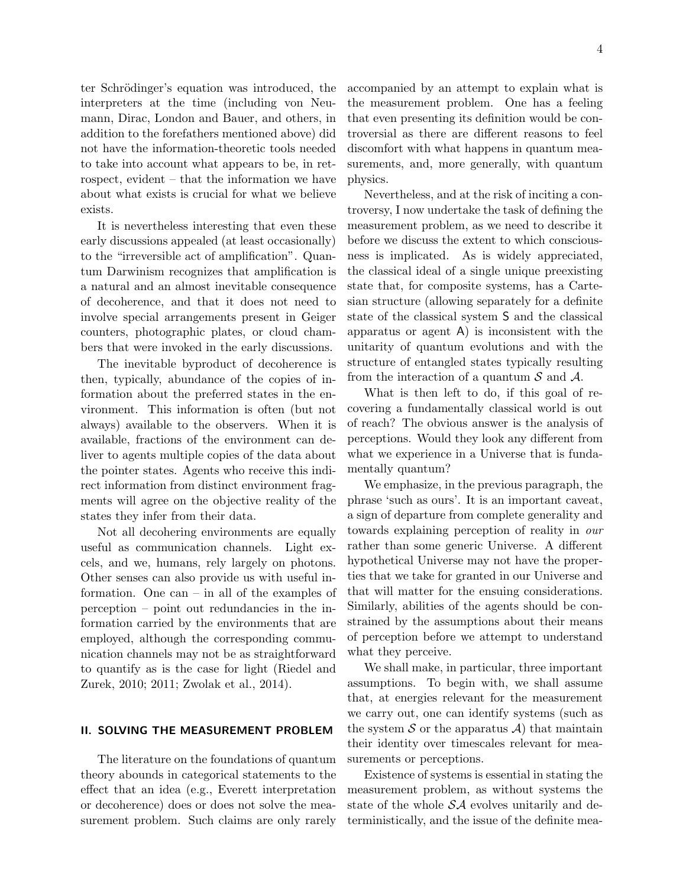ter Schrödinger's equation was introduced, the interpreters at the time (including von Neumann, Dirac, London and Bauer, and others, in addition to the forefathers mentioned above) did not have the information-theoretic tools needed to take into account what appears to be, in retrospect, evident – that the information we have about what exists is crucial for what we believe exists.

It is nevertheless interesting that even these early discussions appealed (at least occasionally) to the "irreversible act of amplification". Quantum Darwinism recognizes that amplification is a natural and an almost inevitable consequence of decoherence, and that it does not need to involve special arrangements present in Geiger counters, photographic plates, or cloud chambers that were invoked in the early discussions.

The inevitable byproduct of decoherence is then, typically, abundance of the copies of information about the preferred states in the environment. This information is often (but not always) available to the observers. When it is available, fractions of the environment can deliver to agents multiple copies of the data about the pointer states. Agents who receive this indirect information from distinct environment fragments will agree on the objective reality of the states they infer from their data.

Not all decohering environments are equally useful as communication channels. Light excels, and we, humans, rely largely on photons. Other senses can also provide us with useful information. One can – in all of the examples of perception – point out redundancies in the information carried by the environments that are employed, although the corresponding communication channels may not be as straightforward to quantify as is the case for light (Riedel and Zurek, 2010; 2011; Zwolak et al., 2014).

## II. SOLVING THE MEASUREMENT PROBLEM

The literature on the foundations of quantum theory abounds in categorical statements to the effect that an idea (e.g., Everett interpretation or decoherence) does or does not solve the measurement problem. Such claims are only rarely accompanied by an attempt to explain what is the measurement problem. One has a feeling that even presenting its definition would be controversial as there are different reasons to feel discomfort with what happens in quantum measurements, and, more generally, with quantum physics.

Nevertheless, and at the risk of inciting a controversy, I now undertake the task of defining the measurement problem, as we need to describe it before we discuss the extent to which consciousness is implicated. As is widely appreciated, the classical ideal of a single unique preexisting state that, for composite systems, has a Cartesian structure (allowing separately for a definite state of the classical system $\mathsf{S}$ and the classical apparatus or agent $\mathsf{A}$) is inconsistent with the unitarity of quantum evolutions and with the structure of entangled states typically resulting from the interaction of a quantum $\mathcal{S}$ and $\mathcal{A}$.

What is then left to do, if this goal of recovering a fundamentally classical world is out of reach? The obvious answer is the analysis of perceptions. Would they look any different from what we experience in a Universe that is fundamentally quantum?

We emphasize, in the previous paragraph, the phrase 'such as ours'. It is an important caveat, a sign of departure from complete generality and towards explaining perception of reality in *our* rather than some generic Universe. A different hypothetical Universe may not have the properties that we take for granted in our Universe and that will matter for the ensuing considerations. Similarly, abilities of the agents should be constrained by the assumptions about their means of perception before we attempt to understand what they perceive.

We shall make, in particular, three important assumptions. To begin with, we shall assume that, at energies relevant for the measurement we carry out, one can identify systems (such as the system $\mathcal{S}$ or the apparatus $\mathcal{A}$) that maintain their identity over timescales relevant for measurements or perceptions.

Existence of systems is essential in stating the measurement problem, as without systems the state of the whole $\mathcal{SA}$ evolves unitarily and deterministically, and the issue of the definite mea-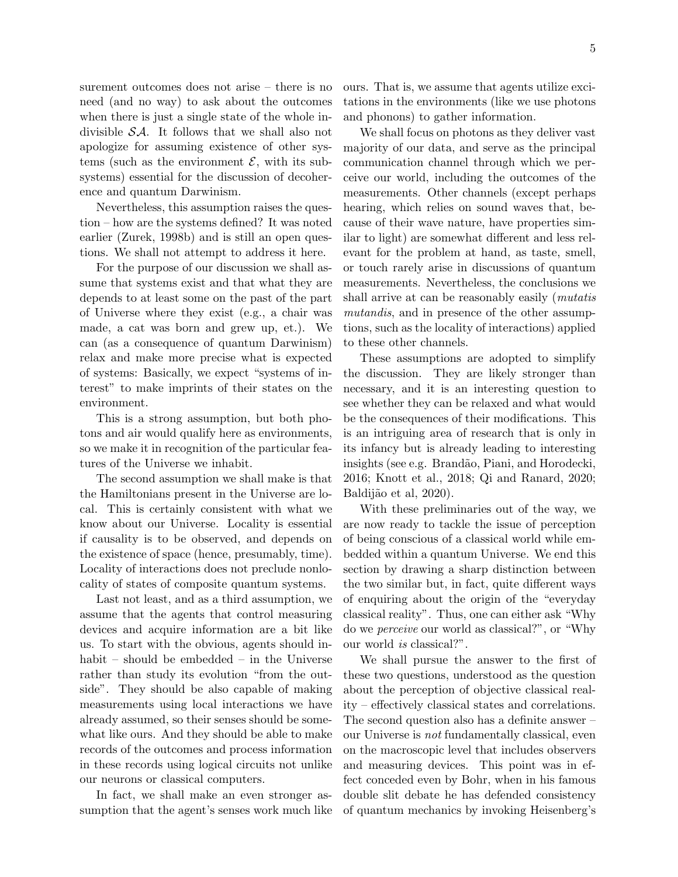surement outcomes does not arise – there is no need (and no way) to ask about the outcomes when there is just a single state of the whole indivisible $\mathcal{SA}$. It follows that we shall also not apologize for assuming existence of other systems (such as the environment $\mathcal{E}$, with its subsystems) essential for the discussion of decoherence and quantum Darwinism.

Nevertheless, this assumption raises the question – how are the systems defined? It was noted earlier (Zurek, 1998b) and is still an open questions. We shall not attempt to address it here.

For the purpose of our discussion we shall assume that systems exist and that what they are depends to at least some on the past of the part of Universe where they exist (e.g., a chair was made, a cat was born and grew up, et.). We can (as a consequence of quantum Darwinism) relax and make more precise what is expected of systems: Basically, we expect "systems of interest" to make imprints of their states on the environment.

This is a strong assumption, but both photons and air would qualify here as environments, so we make it in recognition of the particular features of the Universe we inhabit.

The second assumption we shall make is that the Hamiltonians present in the Universe are local. This is certainly consistent with what we know about our Universe. Locality is essential if causality is to be observed, and depends on the existence of space (hence, presumably, time). Locality of interactions does not preclude nonlocality of states of composite quantum systems.

Last not least, and as a third assumption, we assume that the agents that control measuring devices and acquire information are a bit like us. To start with the obvious, agents should inhabit – should be embedded – in the Universe rather than study its evolution "from the outside". They should be also capable of making measurements using local interactions we have already assumed, so their senses should be somewhat like ours. And they should be able to make records of the outcomes and process information in these records using logical circuits not unlike our neurons or classical computers.

In fact, we shall make an even stronger assumption that the agent's senses work much like ours. That is, we assume that agents utilize excitations in the environments (like we use photons and phonons) to gather information.

We shall focus on photons as they deliver vast majority of our data, and serve as the principal communication channel through which we perceive our world, including the outcomes of the measurements. Other channels (except perhaps hearing, which relies on sound waves that, because of their wave nature, have properties similar to light) are somewhat different and less relevant for the problem at hand, as taste, smell, or touch rarely arise in discussions of quantum measurements. Nevertheless, the conclusions we shall arrive at can be reasonably easily (*mutatis mutandis*, and in presence of the other assumptions, such as the locality of interactions) applied to these other channels.

These assumptions are adopted to simplify the discussion. They are likely stronger than necessary, and it is an interesting question to see whether they can be relaxed and what would be the consequences of their modifications. This is an intriguing area of research that is only in its infancy but is already leading to interesting insights (see e.g. Brandão, Piani, and Horodecki, 2016; Knott et al., 2018; Qi and Ranard, 2020; Baldijão et al, 2020).

With these preliminaries out of the way, we are now ready to tackle the issue of perception of being conscious of a classical world while embedded within a quantum Universe. We end this section by drawing a sharp distinction between the two similar but, in fact, quite different ways of enquiring about the origin of the "everyday classical reality". Thus, one can either ask "Why do we *perceive* our world as classical?", or "Why our world *is* classical?".

We shall pursue the answer to the first of these two questions, understood as the question about the perception of objective classical reality – effectively classical states and correlations. The second question also has a definite answer – our Universe is *not* fundamentally classical, even on the macroscopic level that includes observers and measuring devices. This point was in effect conceded even by Bohr, when in his famous double slit debate he has defended consistency of quantum mechanics by invoking Heisenberg's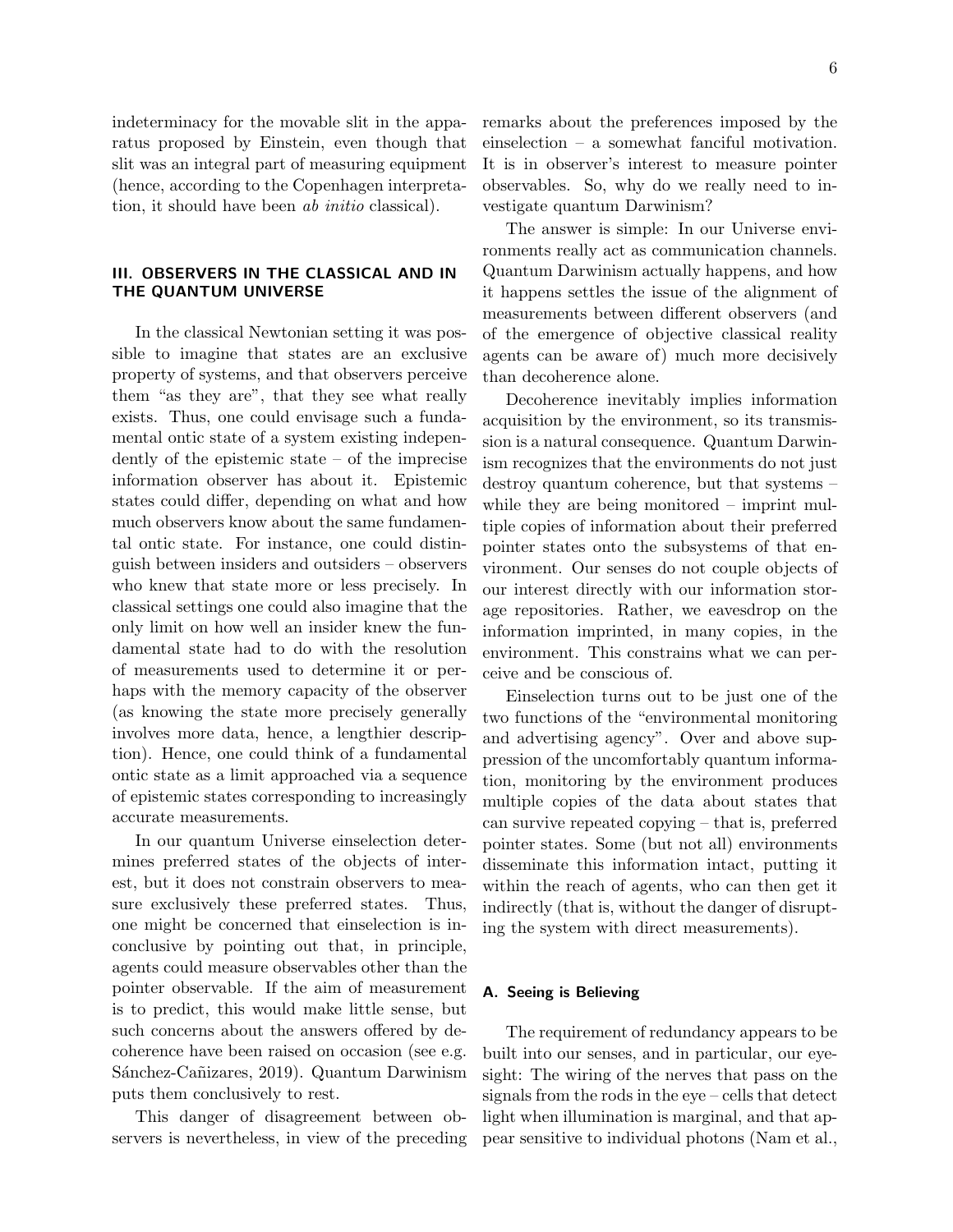indeterminacy for the movable slit in the apparatus proposed by Einstein, even though that slit was an integral part of measuring equipment (hence, according to the Copenhagen interpretation, it should have been *ab initio* classical).

## III. OBSERVERS IN THE CLASSICAL AND IN THE QUANTUM UNIVERSE

In the classical Newtonian setting it was possible to imagine that states are an exclusive property of systems, and that observers perceive them "as they are", that they see what really exists. Thus, one could envisage such a fundamental ontic state of a system existing independently of the epistemic state – of the imprecise information observer has about it. Epistemic states could differ, depending on what and how much observers know about the same fundamental ontic state. For instance, one could distinguish between insiders and outsiders – observers who knew that state more or less precisely. In classical settings one could also imagine that the only limit on how well an insider knew the fundamental state had to do with the resolution of measurements used to determine it or perhaps with the memory capacity of the observer (as knowing the state more precisely generally involves more data, hence, a lengthier description). Hence, one could think of a fundamental ontic state as a limit approached via a sequence of epistemic states corresponding to increasingly accurate measurements.

In our quantum Universe einselection determines preferred states of the objects of interest, but it does not constrain observers to measure exclusively these preferred states. Thus, one might be concerned that einselection is inconclusive by pointing out that, in principle, agents could measure observables other than the pointer observable. If the aim of measurement is to predict, this would make little sense, but such concerns about the answers offered by decoherence have been raised on occasion (see e.g. Sánchez-Cañizares, 2019). Quantum Darwinism puts them conclusively to rest.

This danger of disagreement between observers is nevertheless, in view of the preceding remarks about the preferences imposed by the einselection – a somewhat fanciful motivation. It is in observer's interest to measure pointer observables. So, why do we really need to investigate quantum Darwinism?

The answer is simple: In our Universe environments really act as communication channels. Quantum Darwinism actually happens, and how it happens settles the issue of the alignment of measurements between different observers (and of the emergence of objective classical reality agents can be aware of) much more decisively than decoherence alone.

Decoherence inevitably implies information acquisition by the environment, so its transmission is a natural consequence. Quantum Darwinism recognizes that the environments do not just destroy quantum coherence, but that systems – while they are being monitored – imprint multiple copies of information about their preferred pointer states onto the subsystems of that environment. Our senses do not couple objects of our interest directly with our information storage repositories. Rather, we eavesdrop on the information imprinted, in many copies, in the environment. This constrains what we can perceive and be conscious of.

Einselection turns out to be just one of the two functions of the "environmental monitoring and advertising agency". Over and above suppression of the uncomfortably quantum information, monitoring by the environment produces multiple copies of the data about states that can survive repeated copying – that is, preferred pointer states. Some (but not all) environments disseminate this information intact, putting it within the reach of agents, who can then get it indirectly (that is, without the danger of disrupting the system with direct measurements).

### A. Seeing is Believing

The requirement of redundancy appears to be built into our senses, and in particular, our eyesight: The wiring of the nerves that pass on the signals from the rods in the eye – cells that detect light when illumination is marginal, and that appear sensitive to individual photons (Nam et al.,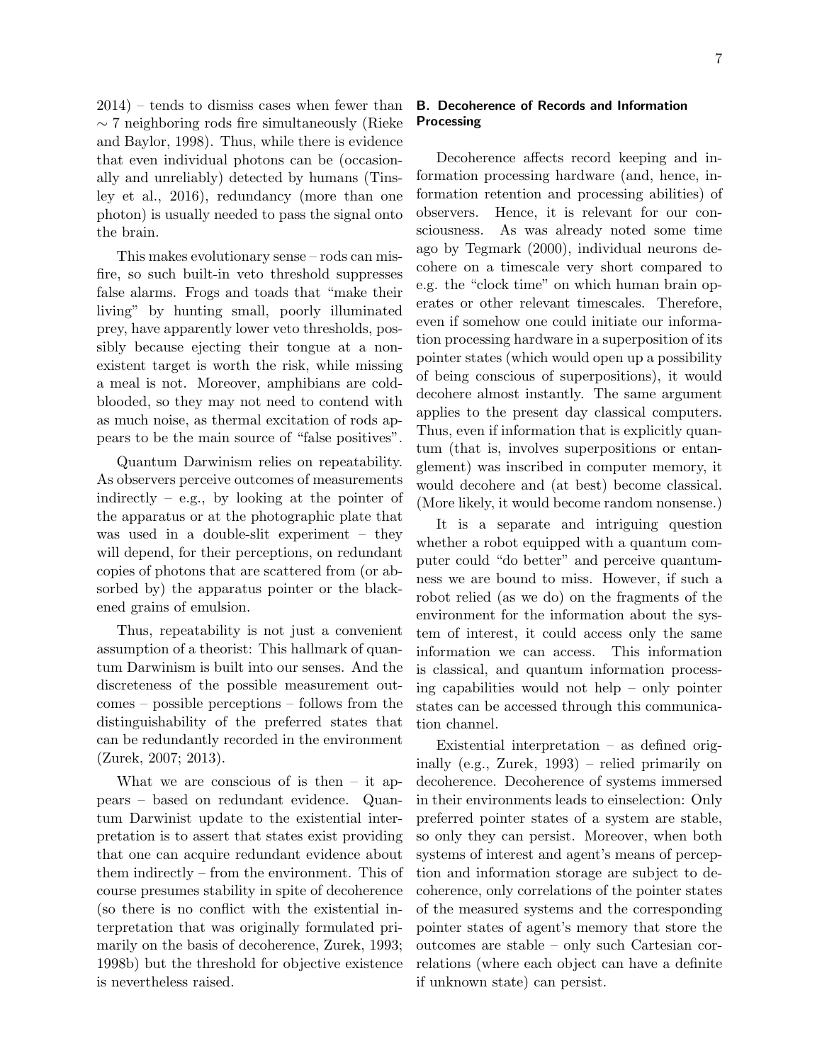2014) – tends to dismiss cases when fewer than $\sim 7$ neighboring rods fire simultaneously (Rieke and Baylor, 1998). Thus, while there is evidence that even individual photons can be (occasionally and unreliably) detected by humans (Tinsley et al., 2016), redundancy (more than one photon) is usually needed to pass the signal onto the brain.

This makes evolutionary sense – rods can misfire, so such built-in veto threshold suppresses false alarms. Frogs and toads that "make their living" by hunting small, poorly illuminated prey, have apparently lower veto thresholds, possibly because ejecting their tongue at a nonexistent target is worth the risk, while missing a meal is not. Moreover, amphibians are cold-blooded, so they may not need to contend with as much noise, as thermal excitation of rods appears to be the main source of "false positives".

Quantum Darwinism relies on repeatability. As observers perceive outcomes of measurements indirectly – e.g., by looking at the pointer of the apparatus or at the photographic plate that was used in a double-slit experiment – they will depend, for their perceptions, on redundant copies of photons that are scattered from (or absorbed by) the apparatus pointer or the blackened grains of emulsion.

Thus, repeatability is not just a convenient assumption of a theorist: This hallmark of quantum Darwinism is built into our senses. And the discreteness of the possible measurement outcomes – possible perceptions – follows from the distinguishability of the preferred states that can be redundantly recorded in the environment (Zurek, 2007; 2013).

What we are conscious of is then – it appears – based on redundant evidence. Quantum Darwinist update to the existential interpretation is to assert that states exist providing that one can acquire redundant evidence about them indirectly – from the environment. This of course presumes stability in spite of decoherence (so there is no conflict with the existential interpretation that was originally formulated primarily on the basis of decoherence, Zurek, 1993; 1998b) but the threshold for objective existence is nevertheless raised.

### B. Decoherence of Records and Information Processing

Decoherence affects record keeping and information processing hardware (and, hence, information retention and processing abilities) of observers. Hence, it is relevant for our consciousness. As was already noted some time ago by Tegmark (2000), individual neurons decohere on a timescale very short compared to e.g. the "clock time" on which human brain operates or other relevant timescales. Therefore, even if somehow one could initiate our information processing hardware in a superposition of its pointer states (which would open up a possibility of being conscious of superpositions), it would decohere almost instantly. The same argument applies to the present day classical computers. Thus, even if information that is explicitly quantum (that is, involves superpositions or entanglement) was inscribed in computer memory, it would decohere and (at best) become classical. (More likely, it would become random nonsense.)

It is a separate and intriguing question whether a robot equipped with a quantum computer could "do better" and perceive quantumness we are bound to miss. However, if such a robot relied (as we do) on the fragments of the environment for the information about the system of interest, it could access only the same information we can access. This information is classical, and quantum information processing capabilities would not help – only pointer states can be accessed through this communication channel.

Existential interpretation – as defined originally (e.g., Zurek, 1993) – relied primarily on decoherence. Decoherence of systems immersed in their environments leads to einselection: Only preferred pointer states of a system are stable, so only they can persist. Moreover, when both systems of interest and agent's means of perception and information storage are subject to decoherence, only correlations of the pointer states of the measured systems and the corresponding pointer states of agent's memory that store the outcomes are stable – only such Cartesian correlations (where each object can have a definite if unknown state) can persist.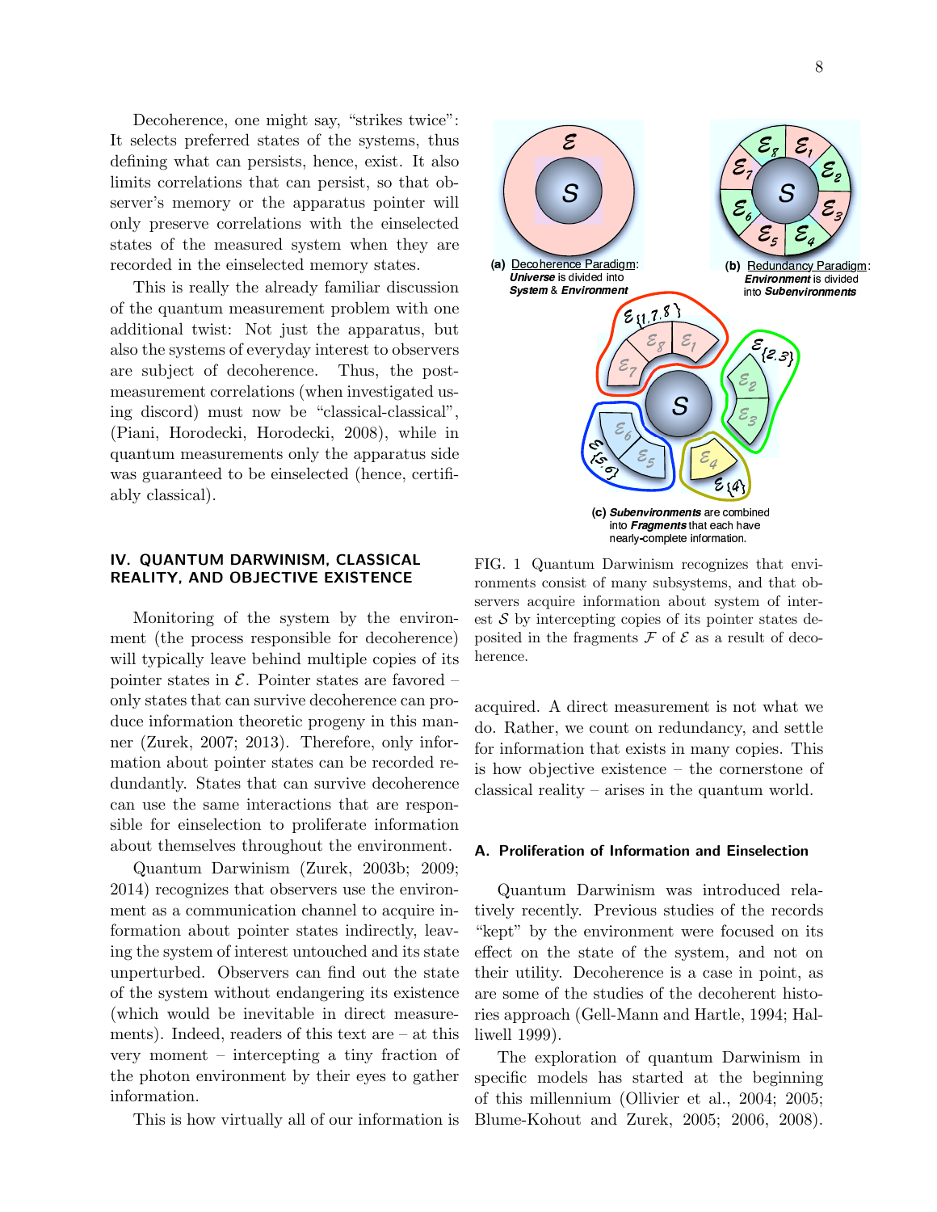Decoherence, one might say, "strikes twice": It selects preferred states of the systems, thus defining what can persists, hence, exist. It also limits correlations that can persist, so that observer's memory or the apparatus pointer will only preserve correlations with the einselected states of the measured system when they are recorded in the einselected memory states.

This is really the already familiar discussion of the quantum measurement problem with one additional twist: Not just the apparatus, but also the systems of everyday interest to observers are subject of decoherence. Thus, the post-measurement correlations (when investigated using discord) must now be "classical-classical", (Piani, Horodecki, Horodecki, 2008), while in quantum measurements only the apparatus side was guaranteed to be einselected (hence, certifiably classical).

**(a)** Decoherence Paradigm: ***Universe*** is divided into ***System*** & ***Environment***

**(b)** Redundancy Paradigm: ***Environment*** is divided into ***Subenvironments***

**(c)** ***Subenvironments*** are combined into ***Fragments*** that each have nearly-complete information.

FIG. 1 Quantum Darwinism recognizes that environments consist of many subsystems, and that observers acquire information about system of interest $\mathcal{S}$ by intercepting copies of its pointer states deposited in the fragments $\mathcal{F}$ of $\mathcal{E}$ as a result of decoherence.

## IV. QUANTUM DARWINISM, CLASSICAL REALITY, AND OBJECTIVE EXISTENCE

Monitoring of the system by the environment (the process responsible for decoherence) will typically leave behind multiple copies of its pointer states in $\mathcal{E}$. Pointer states are favored – only states that can survive decoherence can produce information theoretic progeny in this manner (Zurek, 2007; 2013). Therefore, only information about pointer states can be recorded redundantly. States that can survive decoherence can use the same interactions that are responsible for einselection to proliferate information about themselves throughout the environment.

Quantum Darwinism (Zurek, 2003b; 2009; 2014) recognizes that observers use the environment as a communication channel to acquire information about pointer states indirectly, leaving the system of interest untouched and its state unperturbed. Observers can find out the state of the system without endangering its existence (which would be inevitable in direct measurements). Indeed, readers of this text are – at this very moment – intercepting a tiny fraction of the photon environment by their eyes to gather information.

This is how virtually all of our information is acquired. A direct measurement is not what we do. Rather, we count on redundancy, and settle for information that exists in many copies. This is how objective existence – the cornerstone of classical reality – arises in the quantum world.

### A. Proliferation of Information and Einselection

Quantum Darwinism was introduced relatively recently. Previous studies of the records "kept" by the environment were focused on its effect on the state of the system, and not on their utility. Decoherence is a case in point, as are some of the studies of the decoherent histories approach (Gell-Mann and Hartle, 1994; Halliwell 1999).

The exploration of quantum Darwinism in specific models has started at the beginning of this millennium (Ollivier et al., 2004; 2005; Blume-Kohout and Zurek, 2005; 2006, 2008).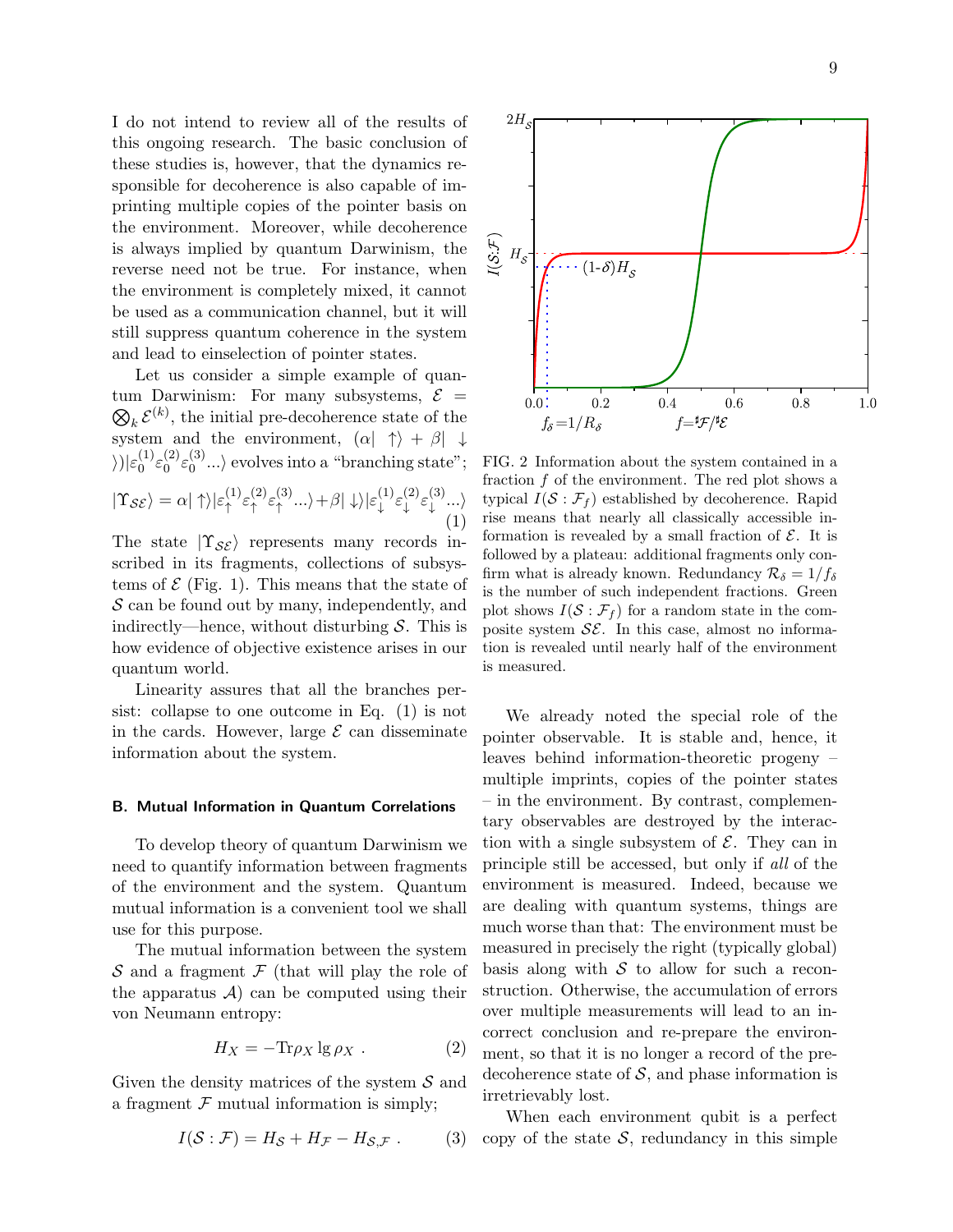I do not intend to review all of the results of this ongoing research. The basic conclusion of these studies is, however, that the dynamics responsible for decoherence is also capable of imprinting multiple copies of the pointer basis on the environment. Moreover, while decoherence is always implied by quantum Darwinism, the reverse need not be true. For instance, when the environment is completely mixed, it cannot be used as a communication channel, but it will still suppress quantum coherence in the system and lead to einselection of pointer states.

Let us consider a simple example of quantum Darwinism: For many subsystems, $\mathcal{E} = \bigotimes_k \mathcal{E}^{(k)}$, the initial pre-decoherence state of the system and the environment, $(\alpha|\uparrow\rangle + \beta|\downarrow\rangle)|\varepsilon_0^{(1)}\varepsilon_0^{(2)}\varepsilon_0^{(3)}...\rangle$ evolves into a "branching state";

$$|\Upsilon_{\mathcal{SE}}\rangle = \alpha|\uparrow\rangle|\varepsilon_\uparrow^{(1)}\varepsilon_\uparrow^{(2)}\varepsilon_\uparrow^{(3)}...\rangle + \beta|\downarrow\rangle|\varepsilon_\downarrow^{(1)}\varepsilon_\downarrow^{(2)}\varepsilon_\downarrow^{(3)}...\rangle \tag{1}$$

The state $|\Upsilon_{\mathcal{SE}}\rangle$ represents many records inscribed in its fragments, collections of subsystems of $\mathcal{E}$ (Fig. 1). This means that the state of $\mathcal{S}$ can be found out by many, independently, and indirectly—hence, without disturbing $\mathcal{S}$. This is how evidence of objective existence arises in our quantum world.

Linearity assures that all the branches persist: collapse to one outcome in Eq. (1) is not in the cards. However, large $\mathcal{E}$ can disseminate information about the system.

### B. Mutual Information in Quantum Correlations

To develop theory of quantum Darwinism we need to quantify information between fragments of the environment and the system. Quantum mutual information is a convenient tool we shall use for this purpose.

The mutual information between the system $\mathcal{S}$ and a fragment $\mathcal{F}$ (that will play the role of the apparatus $\mathcal{A}$) can be computed using their von Neumann entropy:

$$H_X = -\mathrm{Tr}\rho_X \lg \rho_X \ . \tag{2}$$

Given the density matrices of the system $\mathcal{S}$ and a fragment $\mathcal{F}$ mutual information is simply;

$$I(\mathcal{S}:\mathcal{F}) = H_\mathcal{S} + H_\mathcal{F} - H_{\mathcal{S},\mathcal{F}} \ . \tag{3}$$

FIG. 2 Information about the system contained in a fraction $f$ of the environment. The red plot shows a typical $I(\mathcal{S}:\mathcal{F}_f)$ established by decoherence. Rapid rise means that nearly all classically accessible information is revealed by a small fraction of $\mathcal{E}$. It is followed by a plateau: additional fragments only confirm what is already known. Redundancy $\mathcal{R}_\delta = 1/f_\delta$ is the number of such independent fractions. Green plot shows $I(\mathcal{S}:\mathcal{F}_f)$ for a random state in the composite system $\mathcal{SE}$. In this case, almost no information is revealed until nearly half of the environment is measured.

We already noted the special role of the pointer observable. It is stable and, hence, it leaves behind information-theoretic progeny – multiple imprints, copies of the pointer states – in the environment. By contrast, complementary observables are destroyed by the interaction with a single subsystem of $\mathcal{E}$. They can in principle still be accessed, but only if *all* of the environment is measured. Indeed, because we are dealing with quantum systems, things are much worse than that: The environment must be measured in precisely the right (typically global) basis along with $\mathcal{S}$ to allow for such a reconstruction. Otherwise, the accumulation of errors over multiple measurements will lead to an incorrect conclusion and re-prepare the environment, so that it is no longer a record of the pre-decoherence state of $\mathcal{S}$, and phase information is irretrievably lost.

When each environment qubit is a perfect copy of the state $\mathcal{S}$, redundancy in this simple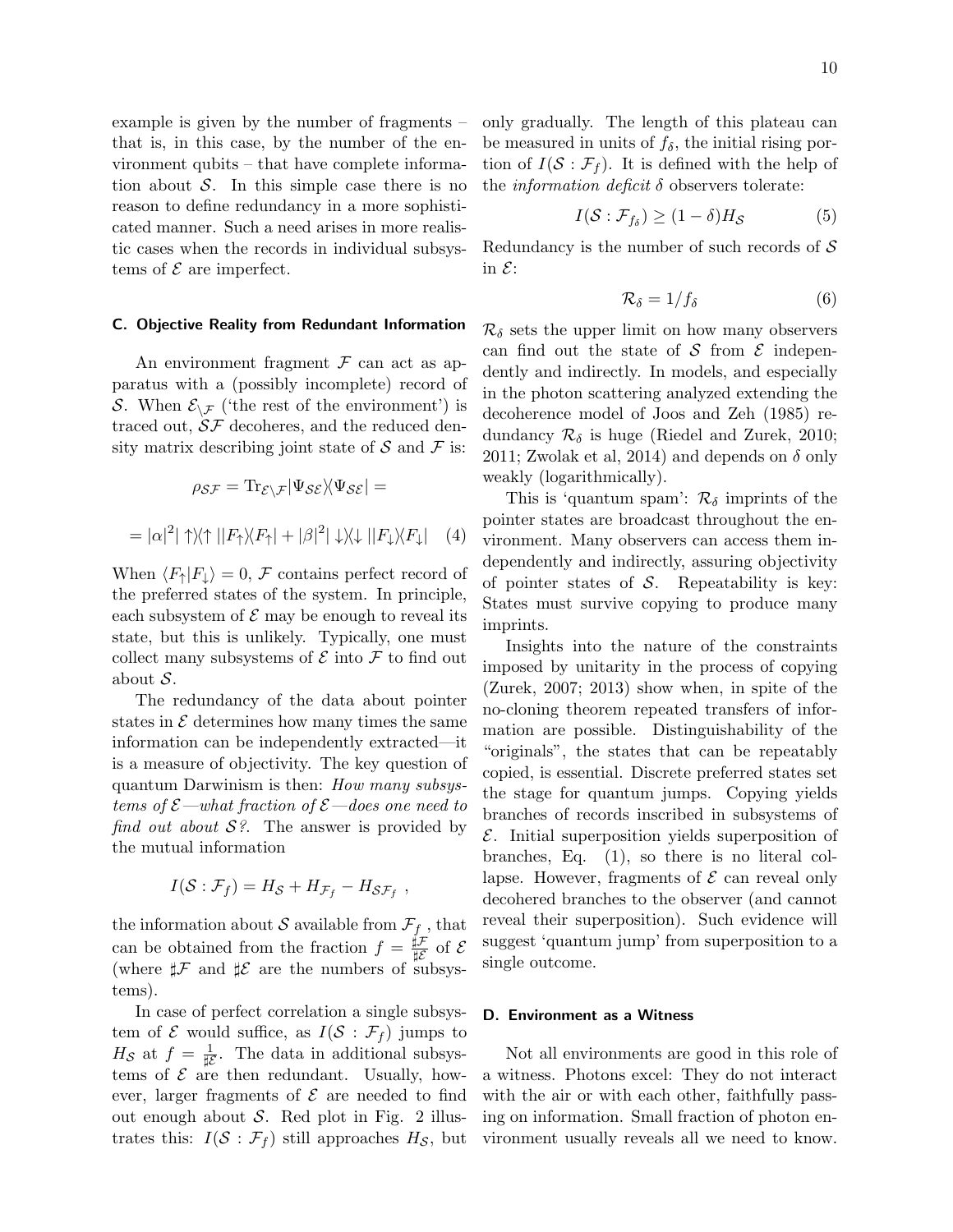example is given by the number of fragments – that is, in this case, by the number of the environment qubits – that have complete information about $\mathcal{S}$. In this simple case there is no reason to define redundancy in a more sophisticated manner. Such a need arises in more realistic cases when the records in individual subsystems of $\mathcal{E}$ are imperfect.

### C. Objective Reality from Redundant Information

An environment fragment $\mathcal{F}$ can act as apparatus with a (possibly incomplete) record of $\mathcal{S}$. When $\mathcal{E}_{\setminus \mathcal{F}}$ ('the rest of the environment') is traced out, $\mathcal{SF}$ decoheres, and the reduced density matrix describing joint state of $\mathcal{S}$ and $\mathcal{F}$ is:

$$\rho_{\mathcal{SF}} = \mathrm{Tr}_{\mathcal{E}\setminus\mathcal{F}} |\Psi_{\mathcal{SE}}\rangle\langle\Psi_{\mathcal{SE}}| =$$

$$= |\alpha|^2 |\uparrow\rangle\langle\uparrow| \, |F_\uparrow\rangle\langle F_\uparrow| + |\beta|^2 |\downarrow\rangle\langle\downarrow| \, |F_\downarrow\rangle\langle F_\downarrow| \quad (4)$$

When $\langle F_\uparrow | F_\downarrow \rangle = 0$, $\mathcal{F}$ contains perfect record of the preferred states of the system. In principle, each subsystem of $\mathcal{E}$ may be enough to reveal its state, but this is unlikely. Typically, one must collect many subsystems of $\mathcal{E}$ into $\mathcal{F}$ to find out about $\mathcal{S}$.

The redundancy of the data about pointer states in $\mathcal{E}$ determines how many times the same information can be independently extracted—it is a measure of objectivity. The key question of quantum Darwinism is then: *How many subsystems of $\mathcal{E}$—what fraction of $\mathcal{E}$—does one need to find out about $\mathcal{S}$?*. The answer is provided by the mutual information

$$I(\mathcal{S} : \mathcal{F}_f) = H_{\mathcal{S}} + H_{\mathcal{F}_f} - H_{\mathcal{SF}_f} \ ,$$

the information about $\mathcal{S}$ available from $\mathcal{F}_f$ , that can be obtained from the fraction $f = \frac{\sharp\mathcal{F}}{\sharp\mathcal{E}}$ of $\mathcal{E}$ (where $\sharp\mathcal{F}$ and $\sharp\mathcal{E}$ are the numbers of subsystems).

In case of perfect correlation a single subsystem of $\mathcal{E}$ would suffice, as $I(\mathcal{S} : \mathcal{F}_f)$ jumps to $H_{\mathcal{S}}$ at $f = \frac{1}{\sharp\mathcal{E}}$. The data in additional subsystems of $\mathcal{E}$ are then redundant. Usually, however, larger fragments of $\mathcal{E}$ are needed to find out enough about $\mathcal{S}$. Red plot in Fig. 2 illustrates this: $I(\mathcal{S} : \mathcal{F}_f)$ still approaches $H_{\mathcal{S}}$, but only gradually. The length of this plateau can be measured in units of $f_\delta$, the initial rising portion of $I(\mathcal{S} : \mathcal{F}_f)$. It is defined with the help of the *information deficit* $\delta$ observers tolerate:

$$I(\mathcal{S} : \mathcal{F}_{f_\delta}) \geq (1 - \delta) H_{\mathcal{S}} \quad (5)$$

Redundancy is the number of such records of $\mathcal{S}$ in $\mathcal{E}$:

$$\mathcal{R}_\delta = 1/f_\delta \quad (6)$$

$\mathcal{R}_\delta$ sets the upper limit on how many observers can find out the state of $\mathcal{S}$ from $\mathcal{E}$ independently and indirectly. In models, and especially in the photon scattering analyzed extending the decoherence model of Joos and Zeh (1985) redundancy $\mathcal{R}_\delta$ is huge (Riedel and Zurek, 2010; 2011; Zwolak et al, 2014) and depends on $\delta$ only weakly (logarithmically).

This is 'quantum spam': $\mathcal{R}_\delta$ imprints of the pointer states are broadcast throughout the environment. Many observers can access them independently and indirectly, assuring objectivity of pointer states of $\mathcal{S}$. Repeatability is key: States must survive copying to produce many imprints.

Insights into the nature of the constraints imposed by unitarity in the process of copying (Zurek, 2007; 2013) show when, in spite of the no-cloning theorem repeated transfers of information are possible. Distinguishability of the "originals", the states that can be repeatably copied, is essential. Discrete preferred states set the stage for quantum jumps. Copying yields branches of records inscribed in subsystems of $\mathcal{E}$. Initial superposition yields superposition of branches, Eq. (1), so there is no literal collapse. However, fragments of $\mathcal{E}$ can reveal only decohered branches to the observer (and cannot reveal their superposition). Such evidence will suggest 'quantum jump' from superposition to a single outcome.

### D. Environment as a Witness

Not all environments are good in this role of a witness. Photons excel: They do not interact with the air or with each other, faithfully passing on information. Small fraction of photon environment usually reveals all we need to know.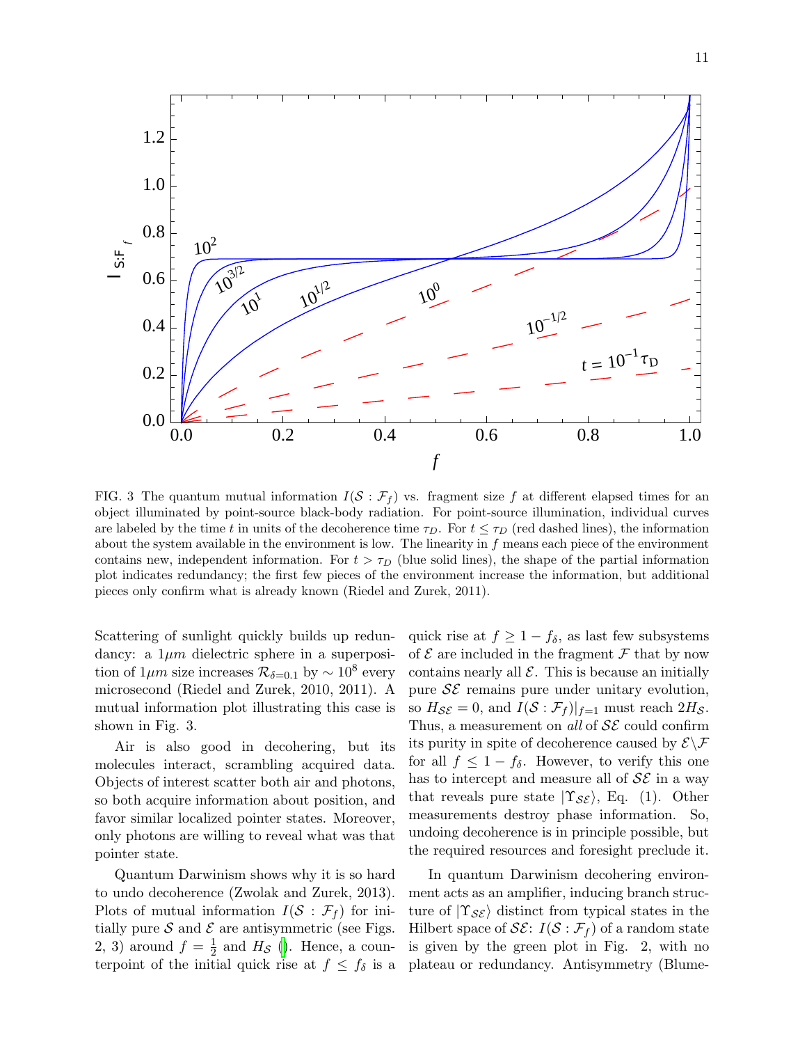FIG. 3 The quantum mutual information $I(\mathcal{S}:\mathcal{F}_f)$ vs. fragment size $f$ at different elapsed times for an object illuminated by point-source black-body radiation. For point-source illumination, individual curves are labeled by the time $t$ in units of the decoherence time $\tau_D$. For $t \leq \tau_D$ (red dashed lines), the information about the system available in the environment is low. The linearity in $f$ means each piece of the environment contains new, independent information. For $t > \tau_D$ (blue solid lines), the shape of the partial information plot indicates redundancy; the first few pieces of the environment increase the information, but additional pieces only confirm what is already known (Riedel and Zurek, 2011).

Scattering of sunlight quickly builds up redundancy: a $1\mu m$ dielectric sphere in a superposition of $1\mu m$ size increases $\mathcal{R}_{\delta=0.1}$ by $\sim 10^8$ every microsecond (Riedel and Zurek, 2010, 2011). A mutual information plot illustrating this case is shown in Fig. 3.

Air is also good in decohering, but its molecules interact, scrambling acquired data. Objects of interest scatter both air and photons, so both acquire information about position, and favor similar localized pointer states. Moreover, only photons are willing to reveal what was that pointer state.

Quantum Darwinism shows why it is so hard to undo decoherence (Zwolak and Zurek, 2013). Plots of mutual information $I(\mathcal{S}:\mathcal{F}_f)$ for initially pure $\mathcal{S}$ and $\mathcal{E}$ are antisymmetric (see Figs. 2, 3) around $f = \frac{1}{2}$ and $H_\mathcal{S}$ (). Hence, a counterpoint of the initial quick rise at $f \leq f_\delta$ is a quick rise at $f \geq 1 - f_\delta$, as last few subsystems of $\mathcal{E}$ are included in the fragment $\mathcal{F}$ that by now contains nearly all $\mathcal{E}$. This is because an initially pure $\mathcal{SE}$ remains pure under unitary evolution, so $H_{\mathcal{SE}} = 0$, and $I(\mathcal{S}:\mathcal{F}_f)|_{f=1}$ must reach $2H_\mathcal{S}$. Thus, a measurement on *all* of $\mathcal{SE}$ could confirm its purity in spite of decoherence caused by $\mathcal{E}\backslash\mathcal{F}$ for all $f \leq 1 - f_\delta$. However, to verify this one has to intercept and measure all of $\mathcal{SE}$ in a way that reveals pure state $|\Upsilon_{\mathcal{SE}}\rangle$, Eq. (1). Other measurements destroy phase information. So, undoing decoherence is in principle possible, but the required resources and foresight preclude it.

In quantum Darwinism decohering environment acts as an amplifier, inducing branch structure of $|\Upsilon_{\mathcal{SE}}\rangle$ distinct from typical states in the Hilbert space of $\mathcal{SE}$: $I(\mathcal{S}:\mathcal{F}_f)$ of a random state is given by the green plot in Fig. 2, with no plateau or redundancy. Antisymmetry (Blume-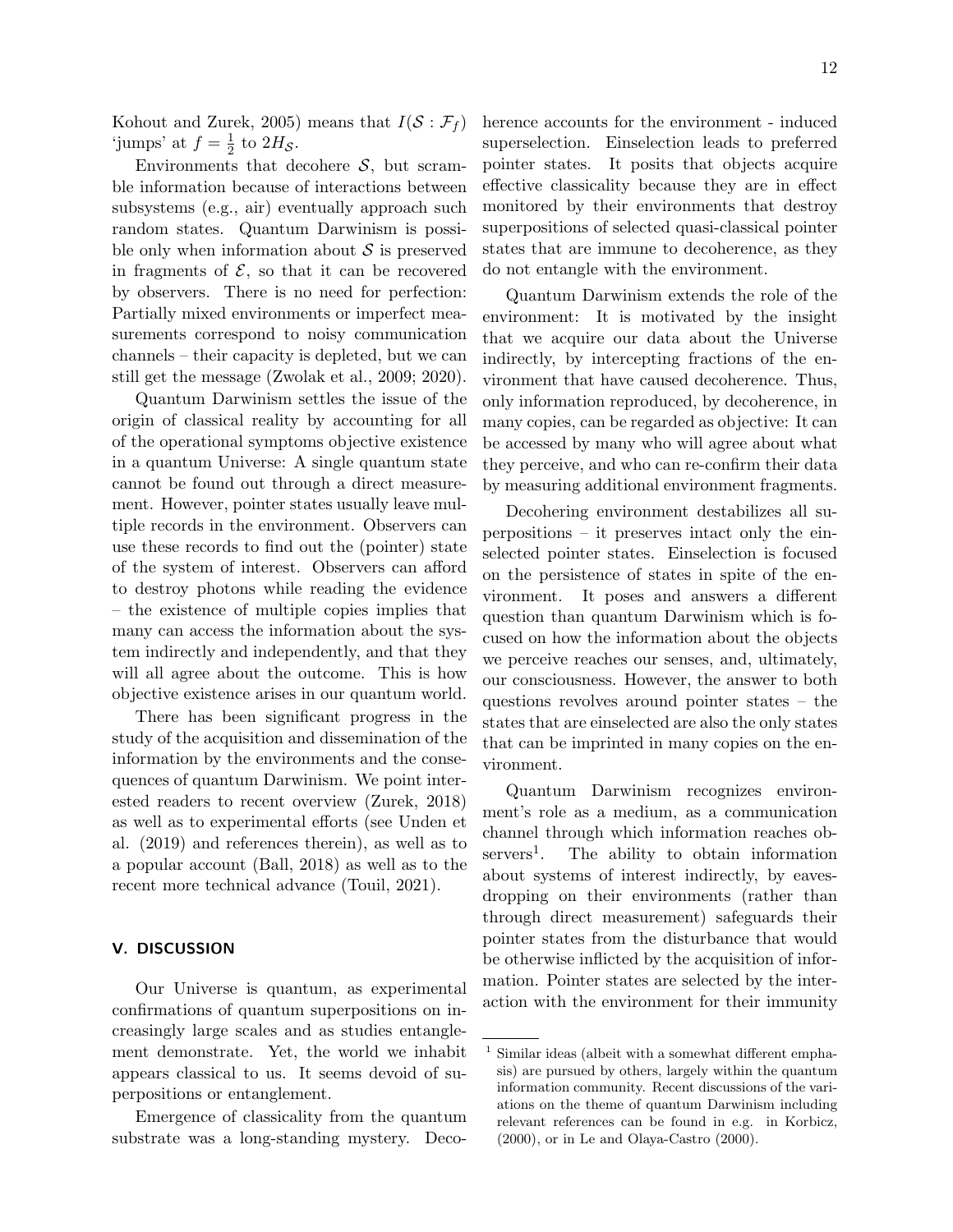Kohout and Zurek, 2005) means that $I(\mathcal{S} : \mathcal{F}_f)$ 'jumps' at $f = \frac{1}{2}$ to $2H_{\mathcal{S}}$.

Environments that decohere $\mathcal{S}$, but scramble information because of interactions between subsystems (e.g., air) eventually approach such random states. Quantum Darwinism is possible only when information about $\mathcal{S}$ is preserved in fragments of $\mathcal{E}$, so that it can be recovered by observers. There is no need for perfection: Partially mixed environments or imperfect measurements correspond to noisy communication channels – their capacity is depleted, but we can still get the message (Zwolak et al., 2009; 2020).

Quantum Darwinism settles the issue of the origin of classical reality by accounting for all of the operational symptoms objective existence in a quantum Universe: A single quantum state cannot be found out through a direct measurement. However, pointer states usually leave multiple records in the environment. Observers can use these records to find out the (pointer) state of the system of interest. Observers can afford to destroy photons while reading the evidence – the existence of multiple copies implies that many can access the information about the system indirectly and independently, and that they will all agree about the outcome. This is how objective existence arises in our quantum world.

There has been significant progress in the study of the acquisition and dissemination of the information by the environments and the consequences of quantum Darwinism. We point interested readers to recent overview (Zurek, 2018) as well as to experimental efforts (see Unden et al. (2019) and references therein), as well as to a popular account (Ball, 2018) as well as to the recent more technical advance (Touil, 2021).

## V. DISCUSSION

Our Universe is quantum, as experimental confirmations of quantum superpositions on increasingly large scales and as studies entanglement demonstrate. Yet, the world we inhabit appears classical to us. It seems devoid of superpositions or entanglement.

Emergence of classicality from the quantum substrate was a long-standing mystery. Decoherence accounts for the environment - induced superselection. Einselection leads to preferred pointer states. It posits that objects acquire effective classicality because they are in effect monitored by their environments that destroy superpositions of selected quasi-classical pointer states that are immune to decoherence, as they do not entangle with the environment.

Quantum Darwinism extends the role of the environment: It is motivated by the insight that we acquire our data about the Universe indirectly, by intercepting fractions of the environment that have caused decoherence. Thus, only information reproduced, by decoherence, in many copies, can be regarded as objective: It can be accessed by many who will agree about what they perceive, and who can re-confirm their data by measuring additional environment fragments.

Decohering environment destabilizes all superpositions – it preserves intact only the einselected pointer states. Einselection is focused on the persistence of states in spite of the environment. It poses and answers a different question than quantum Darwinism which is focused on how the information about the objects we perceive reaches our senses, and, ultimately, our consciousness. However, the answer to both questions revolves around pointer states – the states that are einselected are also the only states that can be imprinted in many copies on the environment.

Quantum Darwinism recognizes environment's role as a medium, as a communication channel through which information reaches observers[1]. The ability to obtain information about systems of interest indirectly, by eavesdropping on their environments (rather than through direct measurement) safeguards their pointer states from the disturbance that would be otherwise inflicted by the acquisition of information. Pointer states are selected by the interaction with the environment for their immunity

[1] Similar ideas (albeit with a somewhat different emphasis) are pursued by others, largely within the quantum information community. Recent discussions of the variations on the theme of quantum Darwinism including relevant references can be found in e.g. in Korbicz, (2000), or in Le and Olaya-Castro (2000).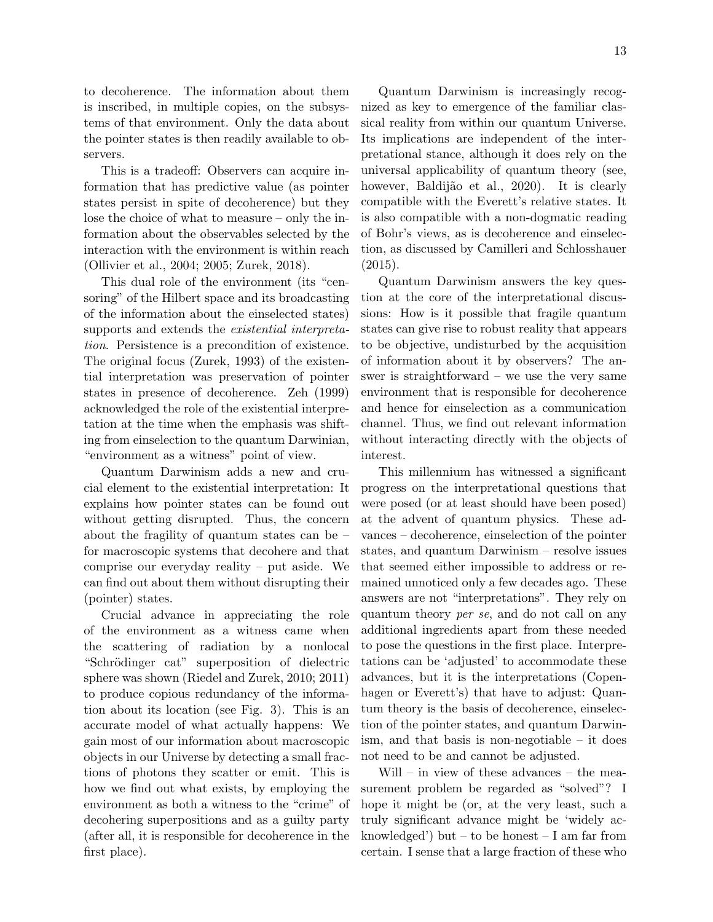to decoherence. The information about them is inscribed, in multiple copies, on the subsystems of that environment. Only the data about the pointer states is then readily available to observers.

This is a tradeoff: Observers can acquire information that has predictive value (as pointer states persist in spite of decoherence) but they lose the choice of what to measure – only the information about the observables selected by the interaction with the environment is within reach (Ollivier et al., 2004; 2005; Zurek, 2018).

This dual role of the environment (its "censoring" of the Hilbert space and its broadcasting of the information about the einselected states) supports and extends the *existential interpretation*. Persistence is a precondition of existence. The original focus (Zurek, 1993) of the existential interpretation was preservation of pointer states in presence of decoherence. Zeh (1999) acknowledged the role of the existential interpretation at the time when the emphasis was shifting from einselection to the quantum Darwinian, "environment as a witness" point of view.

Quantum Darwinism adds a new and crucial element to the existential interpretation: It explains how pointer states can be found out without getting disrupted. Thus, the concern about the fragility of quantum states can be – for macroscopic systems that decohere and that comprise our everyday reality – put aside. We can find out about them without disrupting their (pointer) states.

Crucial advance in appreciating the role of the environment as a witness came when the scattering of radiation by a nonlocal "Schrödinger cat" superposition of dielectric sphere was shown (Riedel and Zurek, 2010; 2011) to produce copious redundancy of the information about its location (see Fig. 3). This is an accurate model of what actually happens: We gain most of our information about macroscopic objects in our Universe by detecting a small fractions of photons they scatter or emit. This is how we find out what exists, by employing the environment as both a witness to the "crime" of decohering superpositions and as a guilty party (after all, it is responsible for decoherence in the first place).

Quantum Darwinism is increasingly recognized as key to emergence of the familiar classical reality from within our quantum Universe. Its implications are independent of the interpretational stance, although it does rely on the universal applicability of quantum theory (see, however, Baldijão et al., 2020). It is clearly compatible with the Everett's relative states. It is also compatible with a non-dogmatic reading of Bohr's views, as is decoherence and einselection, as discussed by Camilleri and Schlosshauer (2015).

Quantum Darwinism answers the key question at the core of the interpretational discussions: How is it possible that fragile quantum states can give rise to robust reality that appears to be objective, undisturbed by the acquisition of information about it by observers? The answer is straightforward – we use the very same environment that is responsible for decoherence and hence for einselection as a communication channel. Thus, we find out relevant information without interacting directly with the objects of interest.

This millennium has witnessed a significant progress on the interpretational questions that were posed (or at least should have been posed) at the advent of quantum physics. These advances – decoherence, einselection of the pointer states, and quantum Darwinism – resolve issues that seemed either impossible to address or remained unnoticed only a few decades ago. These answers are not "interpretations". They rely on quantum theory *per se*, and do not call on any additional ingredients apart from these needed to pose the questions in the first place. Interpretations can be 'adjusted' to accommodate these advances, but it is the interpretations (Copenhagen or Everett's) that have to adjust: Quantum theory is the basis of decoherence, einselection of the pointer states, and quantum Darwinism, and that basis is non-negotiable – it does not need to be and cannot be adjusted.

Will – in view of these advances – the measurement problem be regarded as "solved"? I hope it might be (or, at the very least, such a truly significant advance might be 'widely acknowledged') but – to be honest – I am far from certain. I sense that a large fraction of these who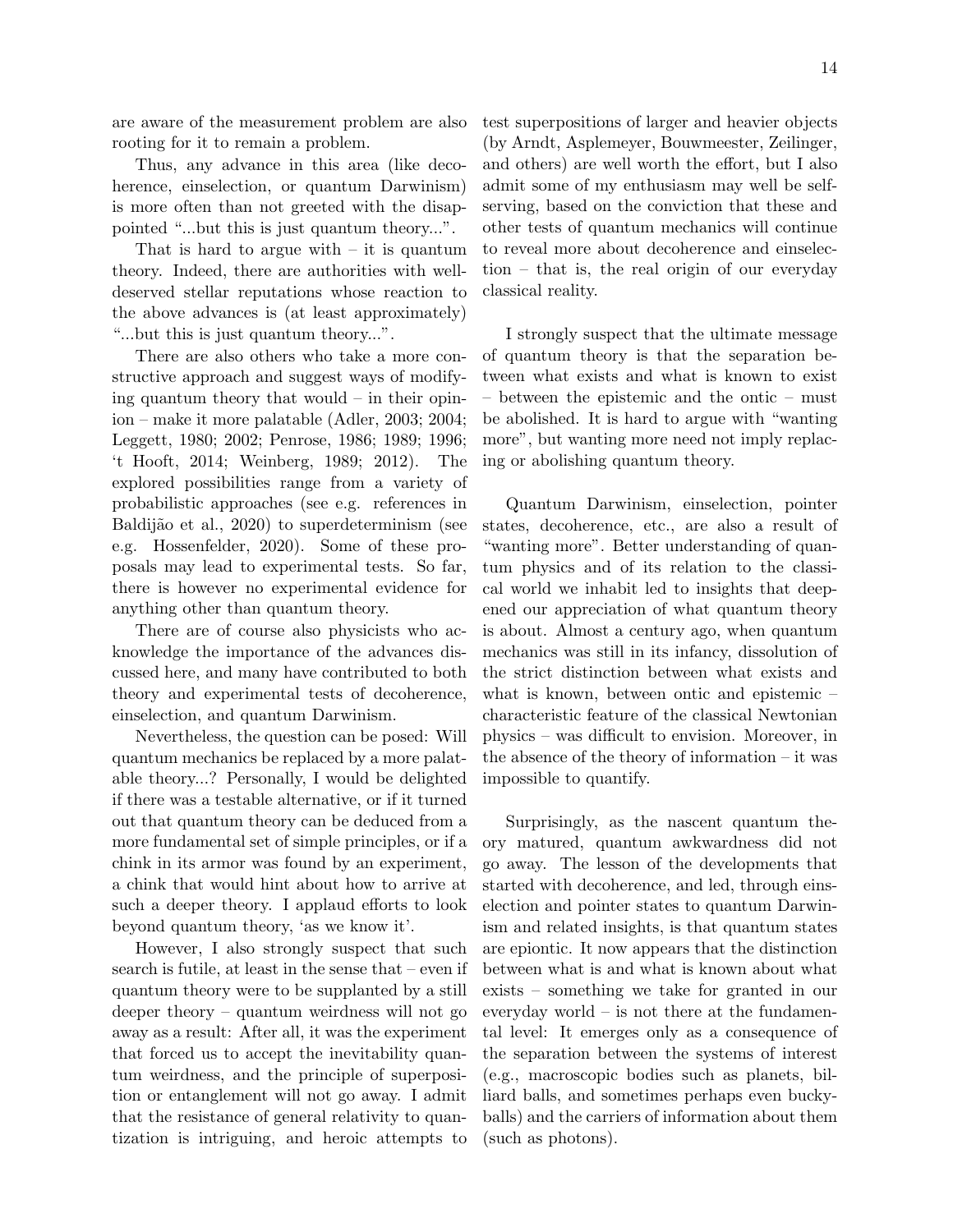are aware of the measurement problem are also rooting for it to remain a problem.

Thus, any advance in this area (like decoherence, einselection, or quantum Darwinism) is more often than not greeted with the disappointed "...but this is just quantum theory...".

That is hard to argue with – it is quantum theory. Indeed, there are authorities with well-deserved stellar reputations whose reaction to the above advances is (at least approximately) "...but this is just quantum theory...".

There are also others who take a more constructive approach and suggest ways of modifying quantum theory that would – in their opinion – make it more palatable (Adler, 2003; 2004; Leggett, 1980; 2002; Penrose, 1986; 1989; 1996; 't Hooft, 2014; Weinberg, 1989; 2012). The explored possibilities range from a variety of probabilistic approaches (see e.g. references in Baldijão et al., 2020) to superdeterminism (see e.g. Hossenfelder, 2020). Some of these proposals may lead to experimental tests. So far, there is however no experimental evidence for anything other than quantum theory.

There are of course also physicists who acknowledge the importance of the advances discussed here, and many have contributed to both theory and experimental tests of decoherence, einselection, and quantum Darwinism.

Nevertheless, the question can be posed: Will quantum mechanics be replaced by a more palatable theory...? Personally, I would be delighted if there was a testable alternative, or if it turned out that quantum theory can be deduced from a more fundamental set of simple principles, or if a chink in its armor was found by an experiment, a chink that would hint about how to arrive at such a deeper theory. I applaud efforts to look beyond quantum theory, 'as we know it'.

However, I also strongly suspect that such search is futile, at least in the sense that – even if quantum theory were to be supplanted by a still deeper theory – quantum weirdness will not go away as a result: After all, it was the experiment that forced us to accept the inevitability quantum weirdness, and the principle of superposition or entanglement will not go away. I admit that the resistance of general relativity to quantization is intriguing, and heroic attempts to test superpositions of larger and heavier objects (by Arndt, Asplemeyer, Bouwmeester, Zeilinger, and others) are well worth the effort, but I also admit some of my enthusiasm may well be self-serving, based on the conviction that these and other tests of quantum mechanics will continue to reveal more about decoherence and einselection – that is, the real origin of our everyday classical reality.

I strongly suspect that the ultimate message of quantum theory is that the separation between what exists and what is known to exist – between the epistemic and the ontic – must be abolished. It is hard to argue with "wanting more", but wanting more need not imply replacing or abolishing quantum theory.

Quantum Darwinism, einselection, pointer states, decoherence, etc., are also a result of "wanting more". Better understanding of quantum physics and of its relation to the classical world we inhabit led to insights that deepened our appreciation of what quantum theory is about. Almost a century ago, when quantum mechanics was still in its infancy, dissolution of the strict distinction between what exists and what is known, between ontic and epistemic – characteristic feature of the classical Newtonian physics – was difficult to envision. Moreover, in the absence of the theory of information – it was impossible to quantify.

Surprisingly, as the nascent quantum theory matured, quantum awkwardness did not go away. The lesson of the developments that started with decoherence, and led, through einselection and pointer states to quantum Darwinism and related insights, is that quantum states are epiontic. It now appears that the distinction between what is and what is known about what exists – something we take for granted in our everyday world – is not there at the fundamental level: It emerges only as a consequence of the separation between the systems of interest (e.g., macroscopic bodies such as planets, billiard balls, and sometimes perhaps even buckyballs) and the carriers of information about them (such as photons).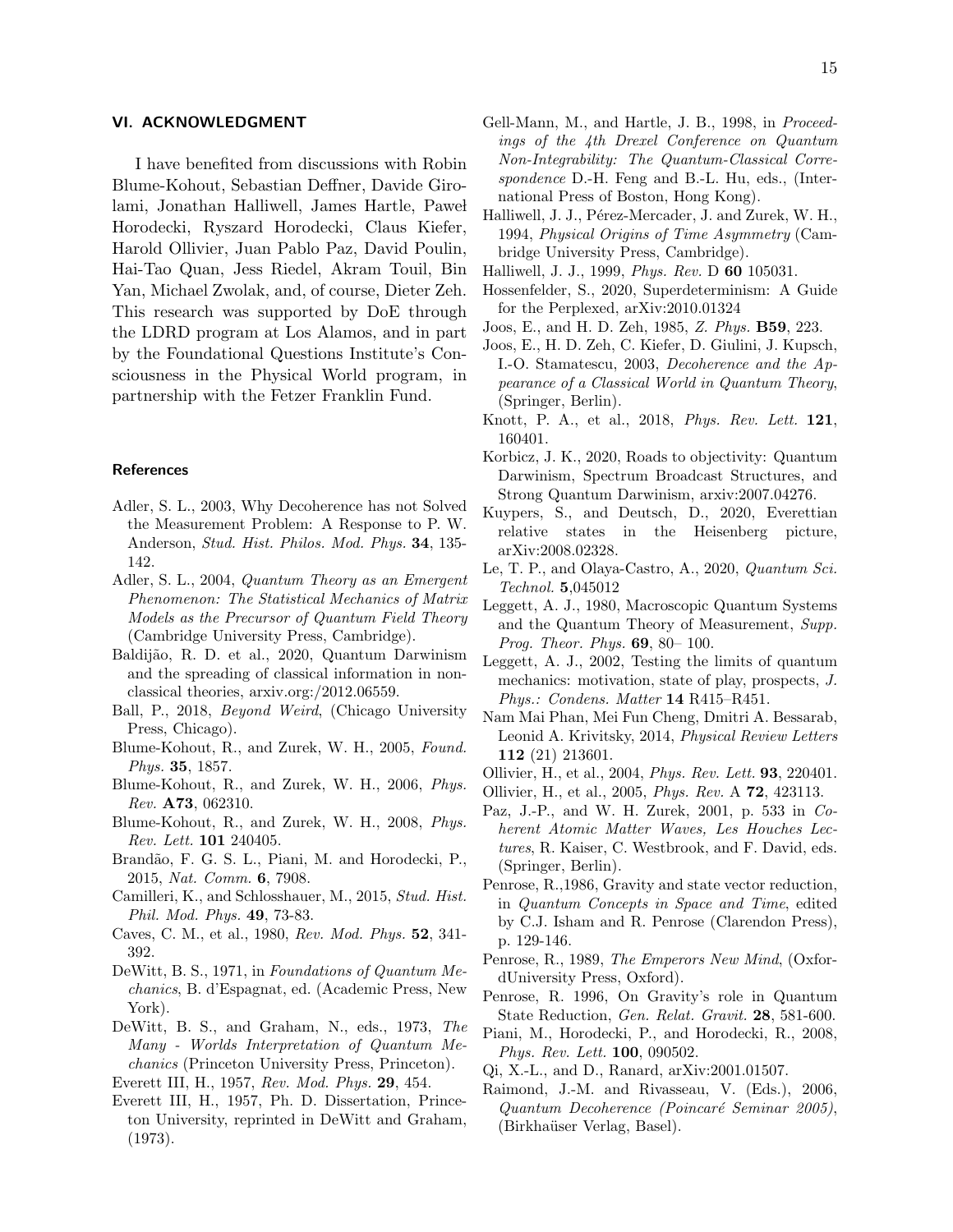## VI. ACKNOWLEDGMENT

I have benefited from discussions with Robin Blume-Kohout, Sebastian Deffner, Davide Girolami, Jonathan Halliwell, James Hartle, Paweł Horodecki, Ryszard Horodecki, Claus Kiefer, Harold Ollivier, Juan Pablo Paz, David Poulin, Hai-Tao Quan, Jess Riedel, Akram Touil, Bin Yan, Michael Zwolak, and, of course, Dieter Zeh. This research was supported by DoE through the LDRD program at Los Alamos, and in part by the Foundational Questions Institute's Consciousness in the Physical World program, in partnership with the Fetzer Franklin Fund.

### References

Adler, S. L., 2003, Why Decoherence has not Solved the Measurement Problem: A Response to P. W. Anderson, *Stud. Hist. Philos. Mod. Phys.* **34**, 135-142.

Adler, S. L., 2004, *Quantum Theory as an Emergent Phenomenon: The Statistical Mechanics of Matrix Models as the Precursor of Quantum Field Theory* (Cambridge University Press, Cambridge).

Baldijão, R. D. et al., 2020, Quantum Darwinism and the spreading of classical information in non-classical theories, arxiv.org:/2012.06559.

Ball, P., 2018, *Beyond Weird*, (Chicago University Press, Chicago).

Blume-Kohout, R., and Zurek, W. H., 2005, *Found. Phys.* **35**, 1857.

Blume-Kohout, R., and Zurek, W. H., 2006, *Phys. Rev.* **A73**, 062310.

Blume-Kohout, R., and Zurek, W. H., 2008, *Phys. Rev. Lett.* **101** 240405.

Brandão, F. G. S. L., Piani, M. and Horodecki, P., 2015, *Nat. Comm.* **6**, 7908.

Camilleri, K., and Schlosshauer, M., 2015, *Stud. Hist. Phil. Mod. Phys.* **49**, 73-83.

Caves, C. M., et al., 1980, *Rev. Mod. Phys.* **52**, 341-392.

DeWitt, B. S., 1971, in *Foundations of Quantum Mechanics*, B. d'Espagnat, ed. (Academic Press, New York).

DeWitt, B. S., and Graham, N., eds., 1973, *The Many - Worlds Interpretation of Quantum Mechanics* (Princeton University Press, Princeton).

Everett III, H., 1957, *Rev. Mod. Phys.* **29**, 454.

Everett III, H., 1957, Ph. D. Dissertation, Princeton University, reprinted in DeWitt and Graham, (1973).

Gell-Mann, M., and Hartle, J. B., 1998, in *Proceedings of the 4th Drexel Conference on Quantum Non-Integrability: The Quantum-Classical Correspondence* D.-H. Feng and B.-L. Hu, eds., (International Press of Boston, Hong Kong).

Halliwell, J. J., Pérez-Mercader, J. and Zurek, W. H., 1994, *Physical Origins of Time Asymmetry* (Cambridge University Press, Cambridge).

Halliwell, J. J., 1999, *Phys. Rev.* D **60** 105031.

Hossenfelder, S., 2020, Superdeterminism: A Guide for the Perplexed, arXiv:2010.01324

Joos, E., and H. D. Zeh, 1985, *Z. Phys.* **B59**, 223.

Joos, E., H. D. Zeh, C. Kiefer, D. Giulini, J. Kupsch, I.-O. Stamatescu, 2003, *Decoherence and the Appearance of a Classical World in Quantum Theory*, (Springer, Berlin).

Knott, P. A., et al., 2018, *Phys. Rev. Lett.* **121**, 160401.

Korbicz, J. K., 2020, Roads to objectivity: Quantum Darwinism, Spectrum Broadcast Structures, and Strong Quantum Darwinism, arxiv:2007.04276.

Kuypers, S., and Deutsch, D., 2020, Everettian relative states in the Heisenberg picture, arXiv:2008.02328.

Le, T. P., and Olaya-Castro, A., 2020, *Quantum Sci. Technol.* **5**,045012

Leggett, A. J., 1980, Macroscopic Quantum Systems and the Quantum Theory of Measurement, *Supp. Prog. Theor. Phys.* **69**, 80– 100.

Leggett, A. J., 2002, Testing the limits of quantum mechanics: motivation, state of play, prospects, *J. Phys.: Condens. Matter* **14** R415–R451.

Nam Mai Phan, Mei Fun Cheng, Dmitri A. Bessarab, Leonid A. Krivitsky, 2014, *Physical Review Letters* **112** (21) 213601.

Ollivier, H., et al., 2004, *Phys. Rev. Lett.* **93**, 220401.

Ollivier, H., et al., 2005, *Phys. Rev.* A **72**, 423113.

Paz, J.-P., and W. H. Zurek, 2001, p. 533 in *Coherent Atomic Matter Waves, Les Houches Lectures*, R. Kaiser, C. Westbrook, and F. David, eds. (Springer, Berlin).

Penrose, R.,1986, Gravity and state vector reduction, in *Quantum Concepts in Space and Time*, edited by C.J. Isham and R. Penrose (Clarendon Press), p. 129-146.

Penrose, R., 1989, *The Emperors New Mind*, (OxfordUniversity Press, Oxford).

Penrose, R. 1996, On Gravity's role in Quantum State Reduction, *Gen. Relat. Gravit.* **28**, 581-600.

Piani, M., Horodecki, P., and Horodecki, R., 2008, *Phys. Rev. Lett.* **100**, 090502.

Qi, X.-L., and D., Ranard, arXiv:2001.01507.

Raimond, J.-M. and Rivasseau, V. (Eds.), 2006, *Quantum Decoherence (Poincaré Seminar 2005)*, (Birkhaüser Verlag, Basel).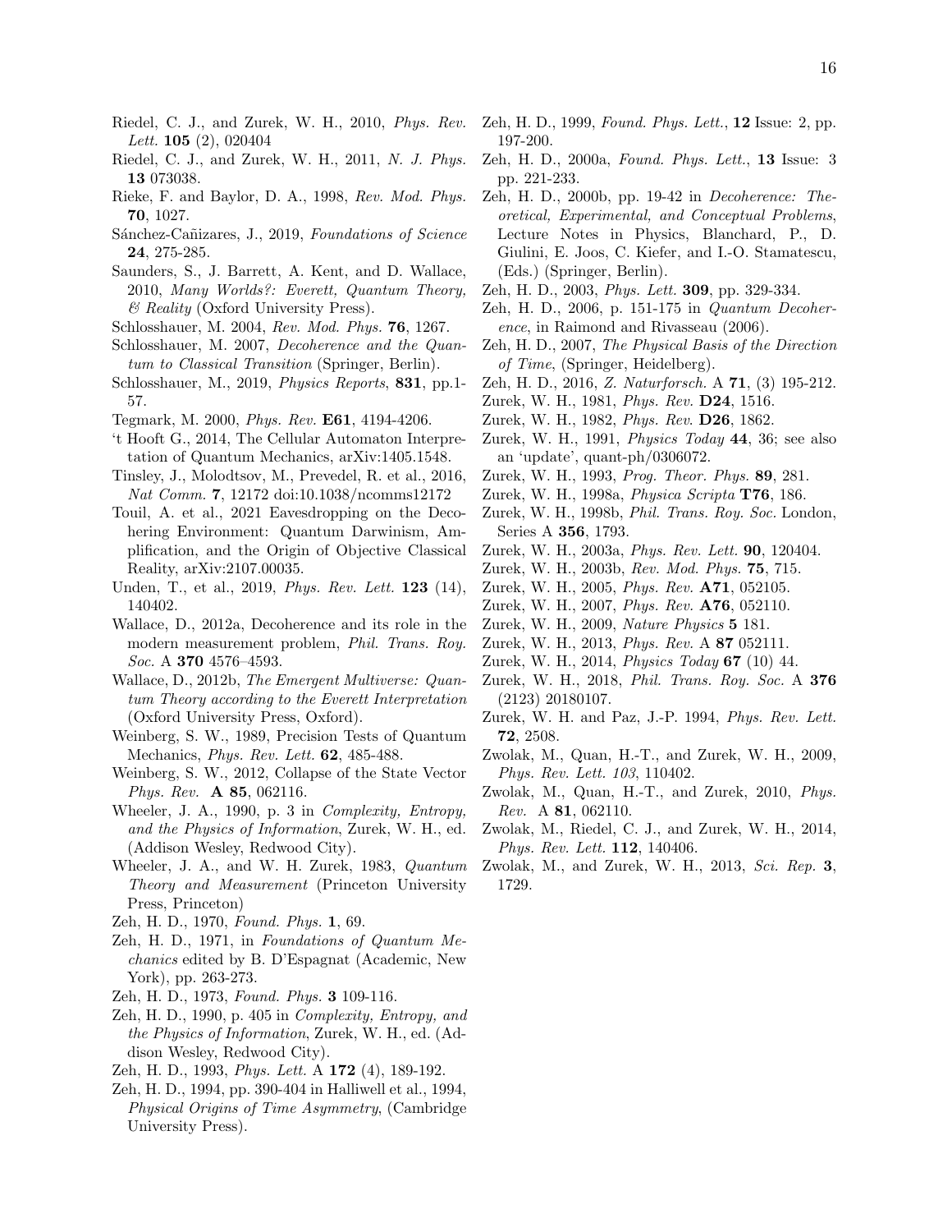Riedel, C. J., and Zurek, W. H., 2010, *Phys. Rev. Lett.* **105** (2), 020404

Riedel, C. J., and Zurek, W. H., 2011, *N. J. Phys.* **13** 073038.

Rieke, F. and Baylor, D. A., 1998, *Rev. Mod. Phys.* **70**, 1027.

Sánchez-Cañizares, J., 2019, *Foundations of Science* **24**, 275-285.

Saunders, S., J. Barrett, A. Kent, and D. Wallace, 2010, *Many Worlds?: Everett, Quantum Theory, & Reality* (Oxford University Press).

Schlosshauer, M. 2004, *Rev. Mod. Phys.* **76**, 1267.

Schlosshauer, M. 2007, *Decoherence and the Quantum to Classical Transition* (Springer, Berlin).

Schlosshauer, M., 2019, *Physics Reports*, **831**, pp.1-57.

Tegmark, M. 2000, *Phys. Rev.* **E61**, 4194-4206.

't Hooft G., 2014, The Cellular Automaton Interpretation of Quantum Mechanics, arXiv:1405.1548.

Tinsley, J., Molodtsov, M., Prevedel, R. et al., 2016, *Nat Comm.* **7**, 12172 doi:10.1038/ncomms12172

Touil, A. et al., 2021 Eavesdropping on the Decohering Environment: Quantum Darwinism, Amplification, and the Origin of Objective Classical Reality, arXiv:2107.00035.

Unden, T., et al., 2019, *Phys. Rev. Lett.* **123** (14), 140402.

Wallace, D., 2012a, Decoherence and its role in the modern measurement problem, *Phil. Trans. Roy. Soc.* A **370** 4576–4593.

Wallace, D., 2012b, *The Emergent Multiverse: Quantum Theory according to the Everett Interpretation* (Oxford University Press, Oxford).

Weinberg, S. W., 1989, Precision Tests of Quantum Mechanics, *Phys. Rev. Lett.* **62**, 485-488.

Weinberg, S. W., 2012, Collapse of the State Vector *Phys. Rev.* **A 85**, 062116.

Wheeler, J. A., 1990, p. 3 in *Complexity, Entropy, and the Physics of Information*, Zurek, W. H., ed. (Addison Wesley, Redwood City).

Wheeler, J. A., and W. H. Zurek, 1983, *Quantum Theory and Measurement* (Princeton University Press, Princeton)

Zeh, H. D., 1970, *Found. Phys.* **1**, 69.

Zeh, H. D., 1971, in *Foundations of Quantum Mechanics* edited by B. D'Espagnat (Academic, New York), pp. 263-273.

Zeh, H. D., 1973, *Found. Phys.* **3** 109-116.

Zeh, H. D., 1990, p. 405 in *Complexity, Entropy, and the Physics of Information*, Zurek, W. H., ed. (Addison Wesley, Redwood City).

Zeh, H. D., 1993, *Phys. Lett.* A **172** (4), 189-192.

Zeh, H. D., 1994, pp. 390-404 in Halliwell et al., 1994, *Physical Origins of Time Asymmetry*, (Cambridge University Press).

Zeh, H. D., 1999, *Found. Phys. Lett.*, **12** Issue: 2, pp. 197-200.

Zeh, H. D., 2000a, *Found. Phys. Lett.*, **13** Issue: 3 pp. 221-233.

Zeh, H. D., 2000b, pp. 19-42 in *Decoherence: Theoretical, Experimental, and Conceptual Problems*, Lecture Notes in Physics, Blanchard, P., D. Giulini, E. Joos, C. Kiefer, and I.-O. Stamatescu, (Eds.) (Springer, Berlin).

Zeh, H. D., 2003, *Phys. Lett.* **309**, pp. 329-334.

Zeh, H. D., 2006, p. 151-175 in *Quantum Decoherence*, in Raimond and Rivasseau (2006).

Zeh, H. D., 2007, *The Physical Basis of the Direction of Time*, (Springer, Heidelberg).

Zeh, H. D., 2016, *Z. Naturforsch.* A **71**, (3) 195-212.

Zurek, W. H., 1981, *Phys. Rev.* **D24**, 1516.

Zurek, W. H., 1982, *Phys. Rev.* **D26**, 1862.

Zurek, W. H., 1991, *Physics Today* **44**, 36; see also an 'update', quant-ph/0306072.

Zurek, W. H., 1993, *Prog. Theor. Phys.* **89**, 281.

Zurek, W. H., 1998a, *Physica Scripta* **T76**, 186.

Zurek, W. H., 1998b, *Phil. Trans. Roy. Soc.* London, Series A **356**, 1793.

Zurek, W. H., 2003a, *Phys. Rev. Lett.* **90**, 120404.

Zurek, W. H., 2003b, *Rev. Mod. Phys.* **75**, 715.

Zurek, W. H., 2005, *Phys. Rev.* **A71**, 052105.

Zurek, W. H., 2007, *Phys. Rev.* **A76**, 052110.

Zurek, W. H., 2009, *Nature Physics* **5** 181.

Zurek, W. H., 2013, *Phys. Rev.* A **87** 052111.

Zurek, W. H., 2014, *Physics Today* **67** (10) 44.

Zurek, W. H., 2018, *Phil. Trans. Roy. Soc.* A **376** (2123) 20180107.

Zurek, W. H. and Paz, J.-P. 1994, *Phys. Rev. Lett.* **72**, 2508.

Zwolak, M., Quan, H.-T., and Zurek, W. H., 2009, *Phys. Rev. Lett. 103*, 110402.

Zwolak, M., Quan, H.-T., and Zurek, 2010, *Phys. Rev.* A **81**, 062110.

Zwolak, M., Riedel, C. J., and Zurek, W. H., 2014, *Phys. Rev. Lett.* **112**, 140406.

Zwolak, M., and Zurek, W. H., 2013, *Sci. Rep.* **3**, 1729.